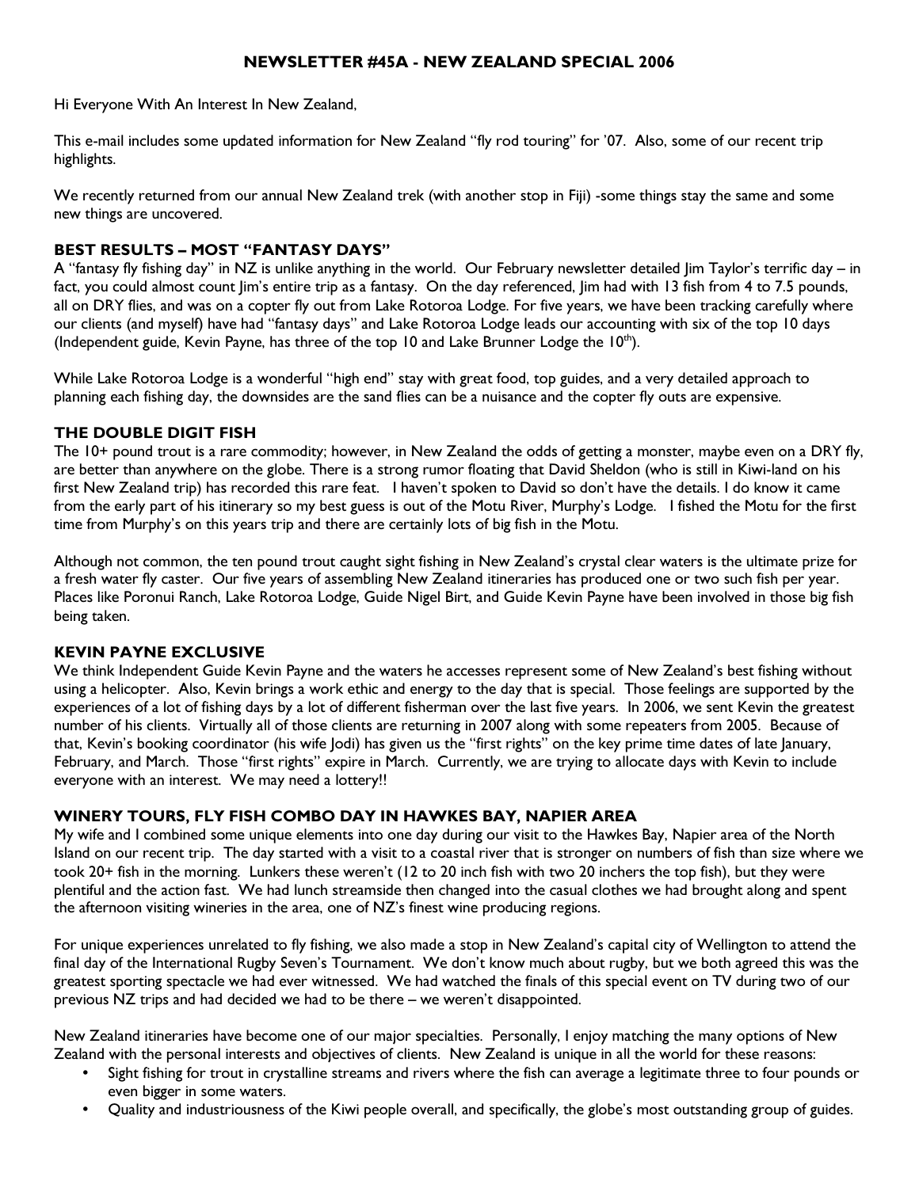# NEWSLETTER #45A - NEW ZEALAND SPECIAL 2006

Hi Everyone With An Interest In New Zealand,

This e-mail includes some updated information for New Zealand "fly rod touring" for '07. Also, some of our recent trip highlights.

We recently returned from our annual New Zealand trek (with another stop in Fiji) -some things stay the same and some new things are uncovered.

## BEST RESULTS – MOST "FANTASY DAYS"

A "fantasy fly fishing day" in NZ is unlike anything in the world. Our February newsletter detailed Jim Taylor's terrific day – in fact, you could almost count Jim's entire trip as a fantasy. On the day referenced, Jim had with 13 fish from 4 to 7.5 pounds, all on DRY flies, and was on a copter fly out from Lake Rotoroa Lodge. For five years, we have been tracking carefully where our clients (and myself) have had "fantasy days" and Lake Rotoroa Lodge leads our accounting with six of the top 10 days (Independent guide, Kevin Payne, has three of the top 10 and Lake Brunner Lodge the 10th).

While Lake Rotoroa Lodge is a wonderful "high end" stay with great food, top guides, and a very detailed approach to planning each fishing day, the downsides are the sand flies can be a nuisance and the copter fly outs are expensive.

## THE DOUBLE DIGIT FISH

The 10+ pound trout is a rare commodity; however, in New Zealand the odds of getting a monster, maybe even on a DRY fly, are better than anywhere on the globe. There is a strong rumor floating that David Sheldon (who is still in Kiwi-land on his first New Zealand trip) has recorded this rare feat. I haven't spoken to David so don't have the details. I do know it came from the early part of his itinerary so my best guess is out of the Motu River, Murphy's Lodge. I fished the Motu for the first time from Murphy's on this years trip and there are certainly lots of big fish in the Motu.

Although not common, the ten pound trout caught sight fishing in New Zealand's crystal clear waters is the ultimate prize for a fresh water fly caster. Our five years of assembling New Zealand itineraries has produced one or two such fish per year. Places like Poronui Ranch, Lake Rotoroa Lodge, Guide Nigel Birt, and Guide Kevin Payne have been involved in those big fish being taken.

## KEVIN PAYNE EXCLUSIVE

We think Independent Guide Kevin Payne and the waters he accesses represent some of New Zealand's best fishing without using a helicopter. Also, Kevin brings a work ethic and energy to the day that is special. Those feelings are supported by the experiences of a lot of fishing days by a lot of different fisherman over the last five years. In 2006, we sent Kevin the greatest number of his clients. Virtually all of those clients are returning in 2007 along with some repeaters from 2005. Because of that, Kevin's booking coordinator (his wife Jodi) has given us the "first rights" on the key prime time dates of late January, February, and March. Those "first rights" expire in March. Currently, we are trying to allocate days with Kevin to include everyone with an interest. We may need a lottery!!

## WINERY TOURS, FLY FISH COMBO DAY IN HAWKES BAY, NAPIER AREA

My wife and I combined some unique elements into one day during our visit to the Hawkes Bay, Napier area of the North Island on our recent trip. The day started with a visit to a coastal river that is stronger on numbers of fish than size where we took 20+ fish in the morning. Lunkers these weren't (12 to 20 inch fish with two 20 inchers the top fish), but they were plentiful and the action fast. We had lunch streamside then changed into the casual clothes we had brought along and spent the afternoon visiting wineries in the area, one of NZ's finest wine producing regions.

For unique experiences unrelated to fly fishing, we also made a stop in New Zealand's capital city of Wellington to attend the final day of the International Rugby Seven's Tournament. We don't know much about rugby, but we both agreed this was the greatest sporting spectacle we had ever witnessed. We had watched the finals of this special event on TV during two of our previous NZ trips and had decided we had to be there – we weren't disappointed.

New Zealand itineraries have become one of our major specialties. Personally, I enjoy matching the many options of New Zealand with the personal interests and objectives of clients. New Zealand is unique in all the world for these reasons:

- Sight fishing for trout in crystalline streams and rivers where the fish can average a legitimate three to four pounds or even bigger in some waters.
- Quality and industriousness of the Kiwi people overall, and specifically, the globe's most outstanding group of guides.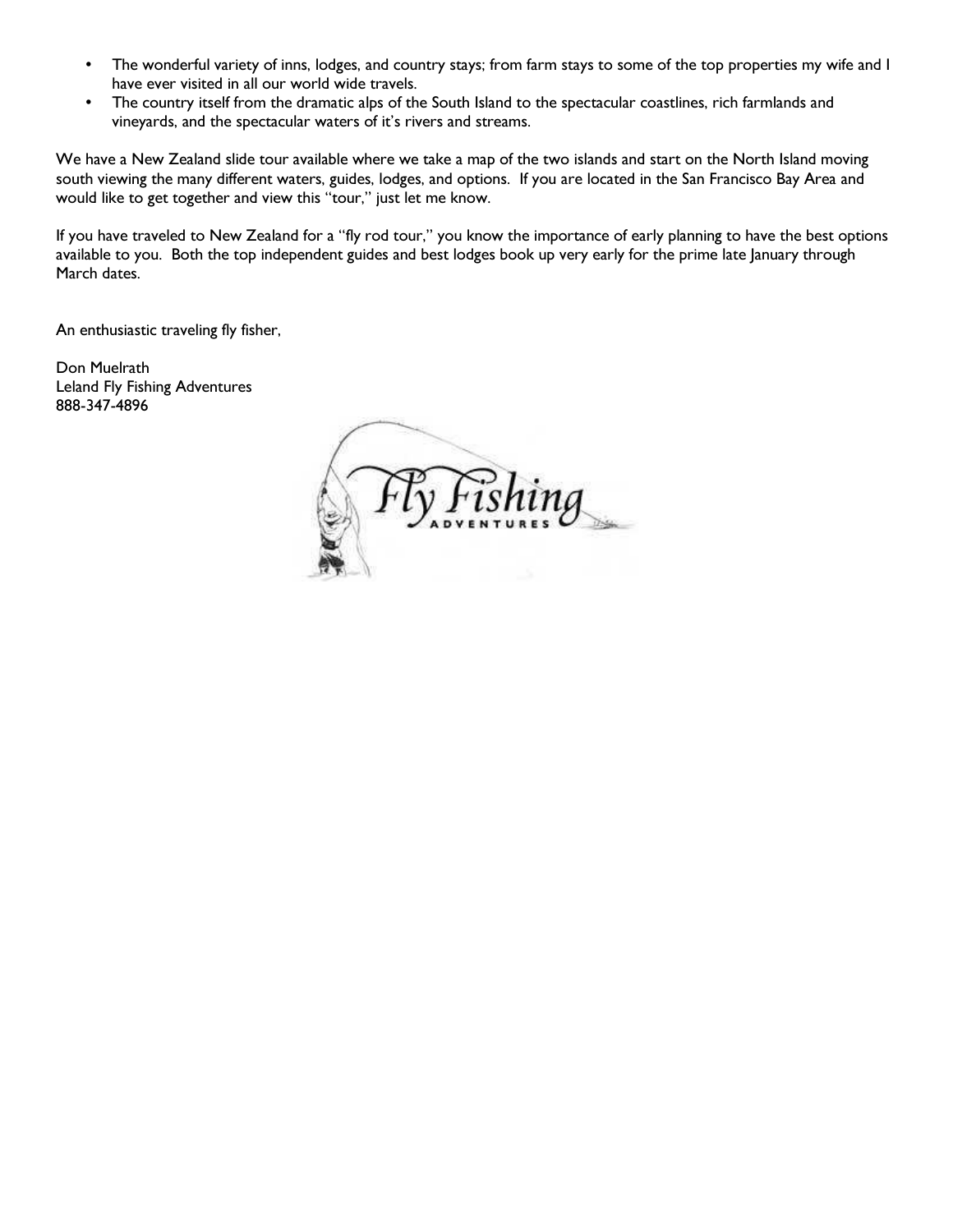- The wonderful variety of inns, lodges, and country stays; from farm stays to some of the top properties my wife and I have ever visited in all our world wide travels.
- The country itself from the dramatic alps of the South Island to the spectacular coastlines, rich farmlands and vineyards, and the spectacular waters of it's rivers and streams.

We have a New Zealand slide tour available where we take a map of the two islands and start on the North Island moving south viewing the many different waters, guides, lodges, and options. If you are located in the San Francisco Bay Area and would like to get together and view this "tour," just let me know.

If you have traveled to New Zealand for a "fly rod tour," you know the importance of early planning to have the best options available to you. Both the top independent guides and best lodges book up very early for the prime late January through March dates.

An enthusiastic traveling fly fisher,

Don Muelrath
Leland Fly Fishing Adventures
888-347-4896

Fly Fishing
ADVENTURES